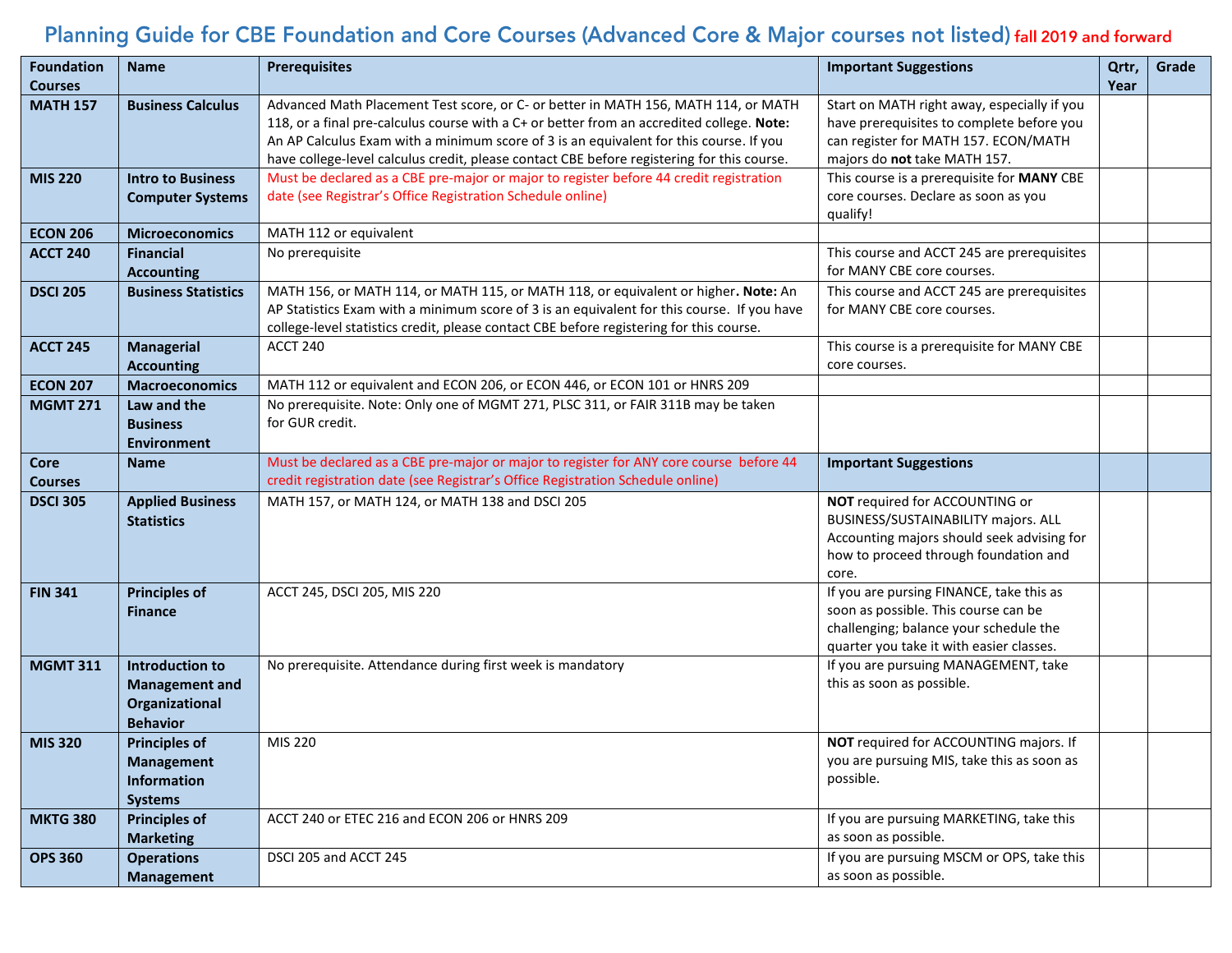# Planning Guide for CBE Foundation and Core Courses (Advanced Core & Major courses not listed) fall 2019 and forward

| Foundation Courses | Name | Prerequisites | Important Suggestions | Qrtr, Year | Grade |
|---|---|---|---|---|---|
| **MATH 157** | **Business Calculus** | Advanced Math Placement Test score, or C- or better in MATH 156, MATH 114, or MATH 118, or a final pre-calculus course with a C+ or better from an accredited college. **Note:** An AP Calculus Exam with a minimum score of 3 is an equivalent for this course. If you have college-level calculus credit, please contact CBE before registering for this course. | Start on MATH right away, especially if you have prerequisites to complete before you can register for MATH 157. ECON/MATH majors do **not** take MATH 157. | | |
| **MIS 220** | **Intro to Business Computer Systems** | Must be declared as a CBE pre-major or major to register before 44 credit registration date (see Registrar's Office Registration Schedule online) | This course is a prerequisite for **MANY** CBE core courses. Declare as soon as you qualify! | | |
| **ECON 206** | **Microeconomics** | MATH 112 or equivalent | | | |
| **ACCT 240** | **Financial Accounting** | No prerequisite | This course and ACCT 245 are prerequisites for MANY CBE core courses. | | |
| **DSCI 205** | **Business Statistics** | MATH 156, or MATH 114, or MATH 115, or MATH 118, or equivalent or higher**. Note:** An AP Statistics Exam with a minimum score of 3 is an equivalent for this course. If you have college-level statistics credit, please contact CBE before registering for this course. | This course and ACCT 245 are prerequisites for MANY CBE core courses. | | |
| **ACCT 245** | **Managerial Accounting** | ACCT 240 | This course is a prerequisite for MANY CBE core courses. | | |
| **ECON 207** | **Macroeconomics** | MATH 112 or equivalent and ECON 206, or ECON 446, or ECON 101 or HNRS 209 | | | |
| **MGMT 271** | **Law and the Business Environment** | No prerequisite. Note: Only one of MGMT 271, PLSC 311, or FAIR 311B may be taken for GUR credit. | | | |
| **Core Courses** | **Name** | Must be declared as a CBE pre-major or major to register for ANY core course before 44 credit registration date (see Registrar's Office Registration Schedule online) | **Important Suggestions** | | |
| **DSCI 305** | **Applied Business Statistics** | MATH 157, or MATH 124, or MATH 138 and DSCI 205 | **NOT** required for ACCOUNTING or BUSINESS/SUSTAINABILITY majors. ALL Accounting majors should seek advising for how to proceed through foundation and core. | | |
| **FIN 341** | **Principles of Finance** | ACCT 245, DSCI 205, MIS 220 | If you are pursing FINANCE, take this as soon as possible. This course can be challenging; balance your schedule the quarter you take it with easier classes. | | |
| **MGMT 311** | **Introduction to Management and Organizational Behavior** | No prerequisite. Attendance during first week is mandatory | If you are pursuing MANAGEMENT, take this as soon as possible. | | |
| **MIS 320** | **Principles of Management Information Systems** | MIS 220 | **NOT** required for ACCOUNTING majors. If you are pursuing MIS, take this as soon as possible. | | |
| **MKTG 380** | **Principles of Marketing** | ACCT 240 or ETEC 216 and ECON 206 or HNRS 209 | If you are pursuing MARKETING, take this as soon as possible. | | |
| **OPS 360** | **Operations Management** | DSCI 205 and ACCT 245 | If you are pursuing MSCM or OPS, take this as soon as possible. | | |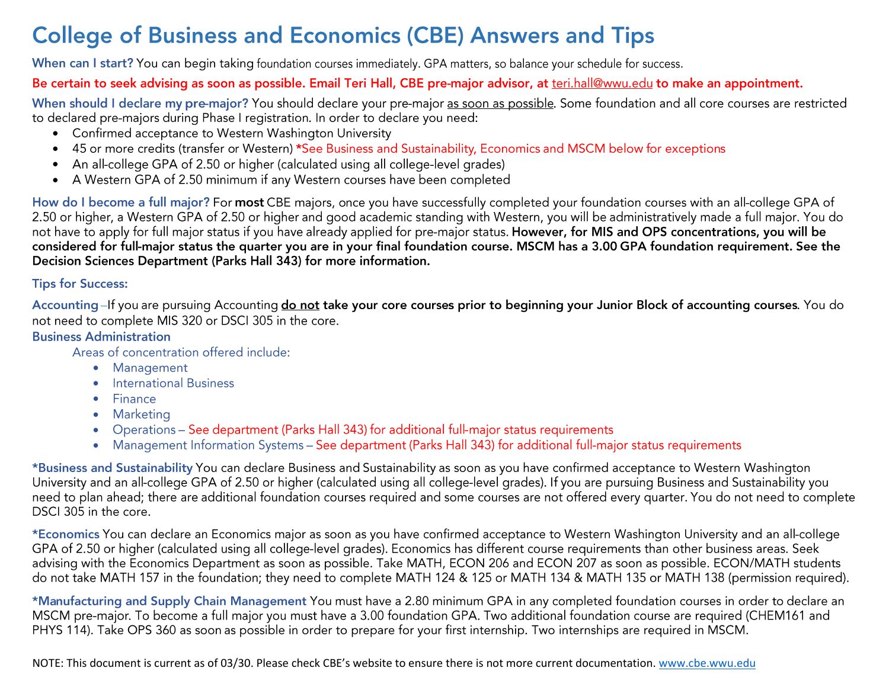# College of Business and Economics (CBE) Answers and Tips

**When can I start?** You can begin taking foundation courses immediately. GPA matters, so balance your schedule for success.

**Be certain to seek advising as soon as possible. Email Teri Hall, CBE pre-major advisor, at teri.hall@wwu.edu to make an appointment.**

**When should I declare my pre-major?** You should declare your pre-major as soon as possible. Some foundation and all core courses are restricted to declared pre-majors during Phase I registration. In order to declare you need:

- Confirmed acceptance to Western Washington University
- 45 or more credits (transfer or Western) *See Business and Sustainability, Economics and MSCM below for exceptions
- An all-college GPA of 2.50 or higher (calculated using all college-level grades)
- A Western GPA of 2.50 minimum if any Western courses have been completed

**How do I become a full major?** For **most** CBE majors, once you have successfully completed your foundation courses with an all-college GPA of 2.50 or higher, a Western GPA of 2.50 or higher and good academic standing with Western, you will be administratively made a full major. You do not have to apply for full major status if you have already applied for pre-major status. **However, for MIS and OPS concentrations, you will be considered for full-major status the quarter you are in your final foundation course. MSCM has a 3.00 GPA foundation requirement. See the Decision Sciences Department (Parks Hall 343) for more information.**

**Tips for Success:**

**Accounting** –If you are pursuing Accounting **do not take your core courses prior to beginning your Junior Block of accounting courses**. You do not need to complete MIS 320 or DSCI 305 in the core.

**Business Administration**

Areas of concentration offered include:

- Management
- International Business
- Finance
- Marketing
- Operations – See department (Parks Hall 343) for additional full-major status requirements
- Management Information Systems – See department (Parks Hall 343) for additional full-major status requirements

**\*Business and Sustainability** You can declare Business and Sustainability as soon as you have confirmed acceptance to Western Washington University and an all-college GPA of 2.50 or higher (calculated using all college-level grades). If you are pursuing Business and Sustainability you need to plan ahead; there are additional foundation courses required and some courses are not offered every quarter. You do not need to complete DSCI 305 in the core.

**\*Economics** You can declare an Economics major as soon as you have confirmed acceptance to Western Washington University and an all-college GPA of 2.50 or higher (calculated using all college-level grades). Economics has different course requirements than other business areas. Seek advising with the Economics Department as soon as possible. Take MATH, ECON 206 and ECON 207 as soon as possible. ECON/MATH students do not take MATH 157 in the foundation; they need to complete MATH 124 & 125 or MATH 134 & MATH 135 or MATH 138 (permission required).

**\*Manufacturing and Supply Chain Management** You must have a 2.80 minimum GPA in any completed foundation courses in order to declare an MSCM pre-major. To become a full major you must have a 3.00 foundation GPA. Two additional foundation course are required (CHEM161 and PHYS 114). Take OPS 360 as soon as possible in order to prepare for your first internship. Two internships are required in MSCM.

NOTE: This document is current as of 03/30. Please check CBE's website to ensure there is not more current documentation. www.cbe.wwu.edu